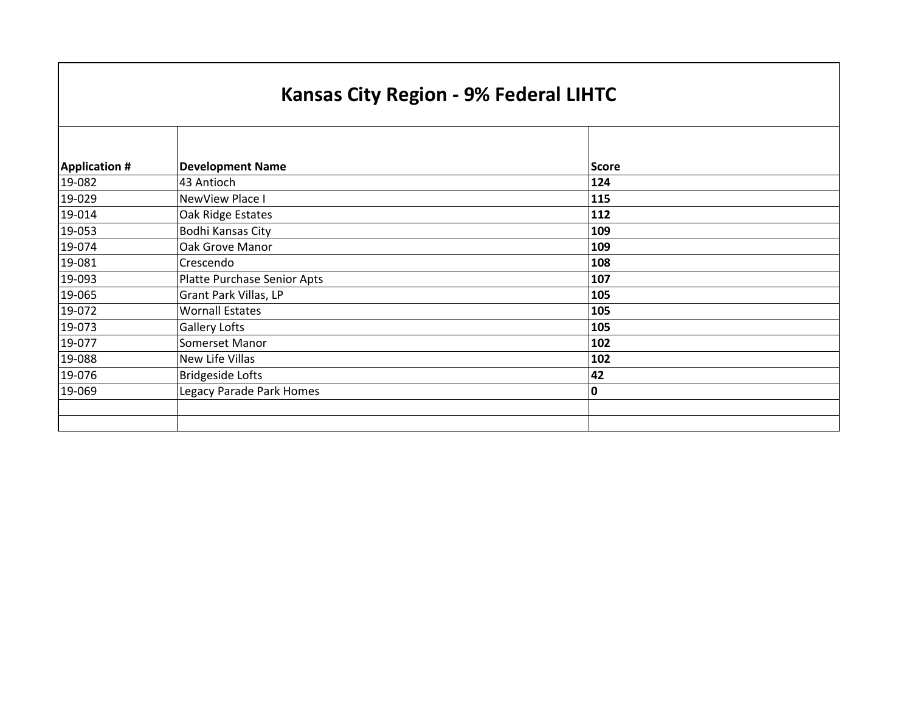# Kansas City Region - 9% Federal LIHTC

| Application # | Development Name | Score |
|---|---|---|
| 19-082 | 43 Antioch | **124** |
| 19-029 | NewView Place I | **115** |
| 19-014 | Oak Ridge Estates | **112** |
| 19-053 | Bodhi Kansas City | **109** |
| 19-074 | Oak Grove Manor | **109** |
| 19-081 | Crescendo | **108** |
| 19-093 | Platte Purchase Senior Apts | **107** |
| 19-065 | Grant Park Villas, LP | **105** |
| 19-072 | Wornall Estates | **105** |
| 19-073 | Gallery Lofts | **105** |
| 19-077 | Somerset Manor | **102** |
| 19-088 | New Life Villas | **102** |
| 19-076 | Bridgeside Lofts | **42** |
| 19-069 | Legacy Parade Park Homes | **0** |
| | | |
| | | |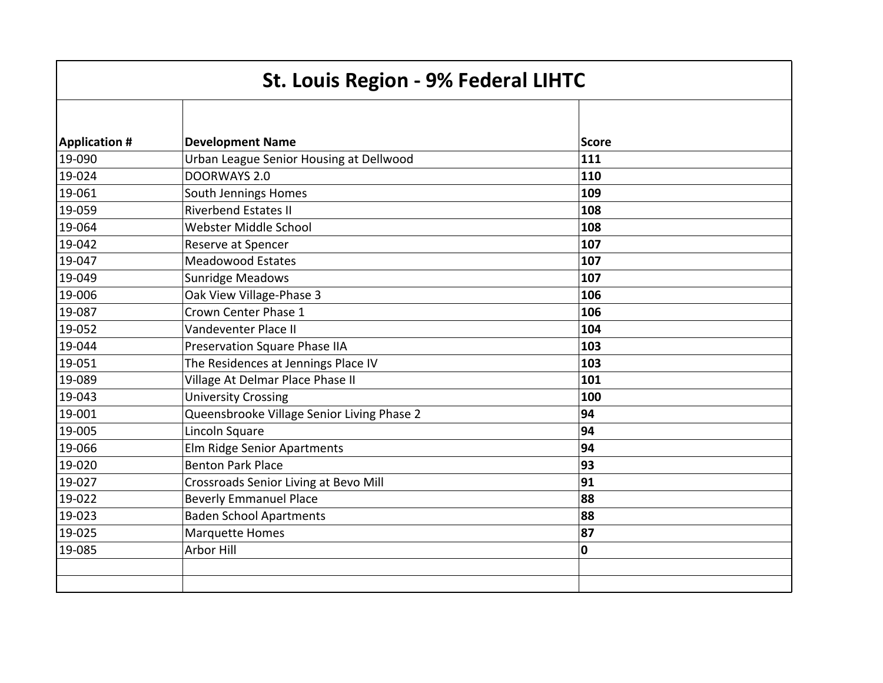# St. Louis Region - 9% Federal LIHTC

| Application # | Development Name | Score |
|---|---|---|
| 19-090 | Urban League Senior Housing at Dellwood | **111** |
| 19-024 | DOORWAYS 2.0 | **110** |
| 19-061 | South Jennings Homes | **109** |
| 19-059 | Riverbend Estates II | **108** |
| 19-064 | Webster Middle School | **108** |
| 19-042 | Reserve at Spencer | **107** |
| 19-047 | Meadowood Estates | **107** |
| 19-049 | Sunridge Meadows | **107** |
| 19-006 | Oak View Village-Phase 3 | **106** |
| 19-087 | Crown Center Phase 1 | **106** |
| 19-052 | Vandeventer Place II | **104** |
| 19-044 | Preservation Square Phase IIA | **103** |
| 19-051 | The Residences at Jennings Place IV | **103** |
| 19-089 | Village At Delmar Place Phase II | **101** |
| 19-043 | University Crossing | **100** |
| 19-001 | Queensbrooke Village Senior Living Phase 2 | **94** |
| 19-005 | Lincoln Square | **94** |
| 19-066 | Elm Ridge Senior Apartments | **94** |
| 19-020 | Benton Park Place | **93** |
| 19-027 | Crossroads Senior Living at Bevo Mill | **91** |
| 19-022 | Beverly Emmanuel Place | **88** |
| 19-023 | Baden School Apartments | **88** |
| 19-025 | Marquette Homes | **87** |
| 19-085 | Arbor Hill | **0** |
| | | |
| | | |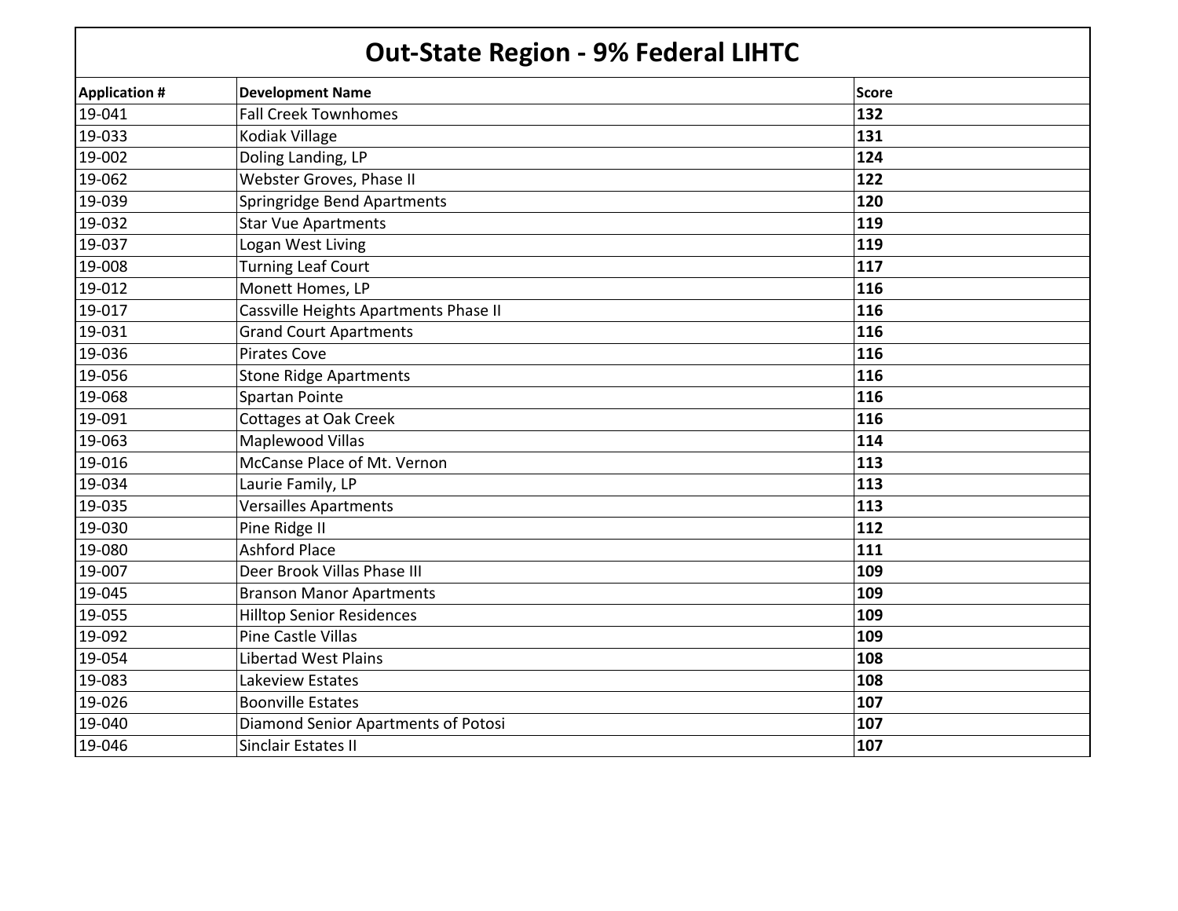# Out-State Region - 9% Federal LIHTC

| Application # | Development Name | Score |
|---|---|---|
| 19-041 | Fall Creek Townhomes | **132** |
| 19-033 | Kodiak Village | **131** |
| 19-002 | Doling Landing, LP | **124** |
| 19-062 | Webster Groves, Phase II | **122** |
| 19-039 | Springridge Bend Apartments | **120** |
| 19-032 | Star Vue Apartments | **119** |
| 19-037 | Logan West Living | **119** |
| 19-008 | Turning Leaf Court | **117** |
| 19-012 | Monett Homes, LP | **116** |
| 19-017 | Cassville Heights Apartments Phase II | **116** |
| 19-031 | Grand Court Apartments | **116** |
| 19-036 | Pirates Cove | **116** |
| 19-056 | Stone Ridge Apartments | **116** |
| 19-068 | Spartan Pointe | **116** |
| 19-091 | Cottages at Oak Creek | **116** |
| 19-063 | Maplewood Villas | **114** |
| 19-016 | McCanse Place of Mt. Vernon | **113** |
| 19-034 | Laurie Family, LP | **113** |
| 19-035 | Versailles Apartments | **113** |
| 19-030 | Pine Ridge II | **112** |
| 19-080 | Ashford Place | **111** |
| 19-007 | Deer Brook Villas Phase III | **109** |
| 19-045 | Branson Manor Apartments | **109** |
| 19-055 | Hilltop Senior Residences | **109** |
| 19-092 | Pine Castle Villas | **109** |
| 19-054 | Libertad West Plains | **108** |
| 19-083 | Lakeview Estates | **108** |
| 19-026 | Boonville Estates | **107** |
| 19-040 | Diamond Senior Apartments of Potosi | **107** |
| 19-046 | Sinclair Estates II | **107** |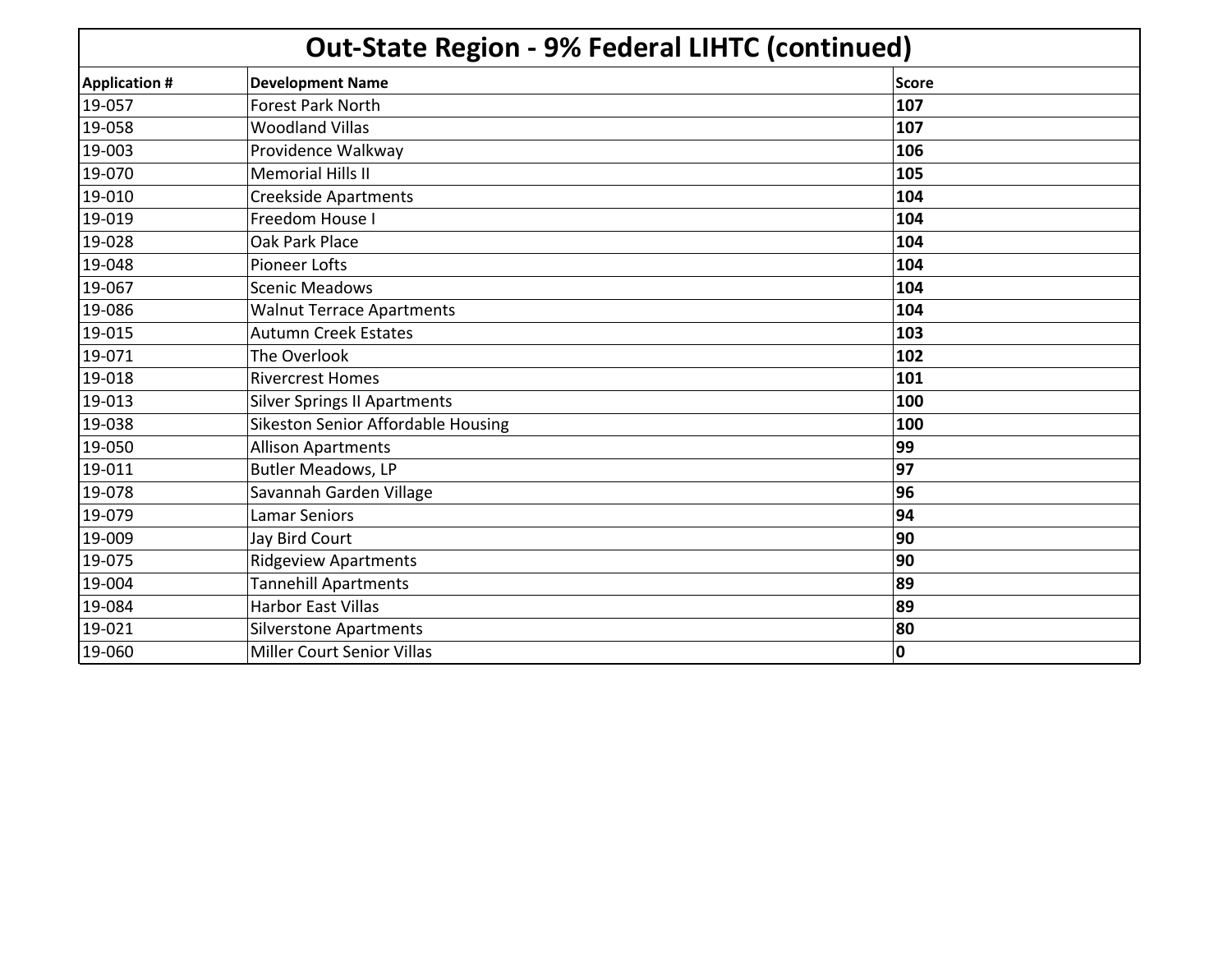| Out-State Region - 9% Federal LIHTC (continued) | | |
|---|---|---|
| **Application #** | **Development Name** | **Score** |
| 19-057 | Forest Park North | **107** |
| 19-058 | Woodland Villas | **107** |
| 19-003 | Providence Walkway | **106** |
| 19-070 | Memorial Hills II | **105** |
| 19-010 | Creekside Apartments | **104** |
| 19-019 | Freedom House I | **104** |
| 19-028 | Oak Park Place | **104** |
| 19-048 | Pioneer Lofts | **104** |
| 19-067 | Scenic Meadows | **104** |
| 19-086 | Walnut Terrace Apartments | **104** |
| 19-015 | Autumn Creek Estates | **103** |
| 19-071 | The Overlook | **102** |
| 19-018 | Rivercrest Homes | **101** |
| 19-013 | Silver Springs II Apartments | **100** |
| 19-038 | Sikeston Senior Affordable Housing | **100** |
| 19-050 | Allison Apartments | **99** |
| 19-011 | Butler Meadows, LP | **97** |
| 19-078 | Savannah Garden Village | **96** |
| 19-079 | Lamar Seniors | **94** |
| 19-009 | Jay Bird Court | **90** |
| 19-075 | Ridgeview Apartments | **90** |
| 19-004 | Tannehill Apartments | **89** |
| 19-084 | Harbor East Villas | **89** |
| 19-021 | Silverstone Apartments | **80** |
| 19-060 | Miller Court Senior Villas | **0** |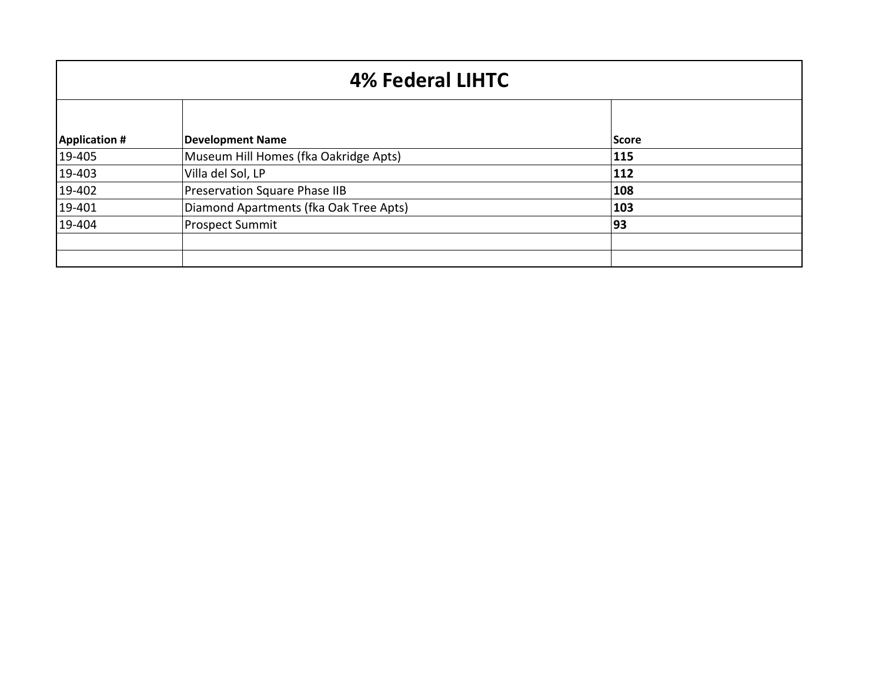# 4% Federal LIHTC

| Application # | Development Name | Score |
|---|---|---|
| 19-405 | Museum Hill Homes (fka Oakridge Apts) | **115** |
| 19-403 | Villa del Sol, LP | **112** |
| 19-402 | Preservation Square Phase IIB | **108** |
| 19-401 | Diamond Apartments (fka Oak Tree Apts) | **103** |
| 19-404 | Prospect Summit | **93** |
| | | |
| | | |